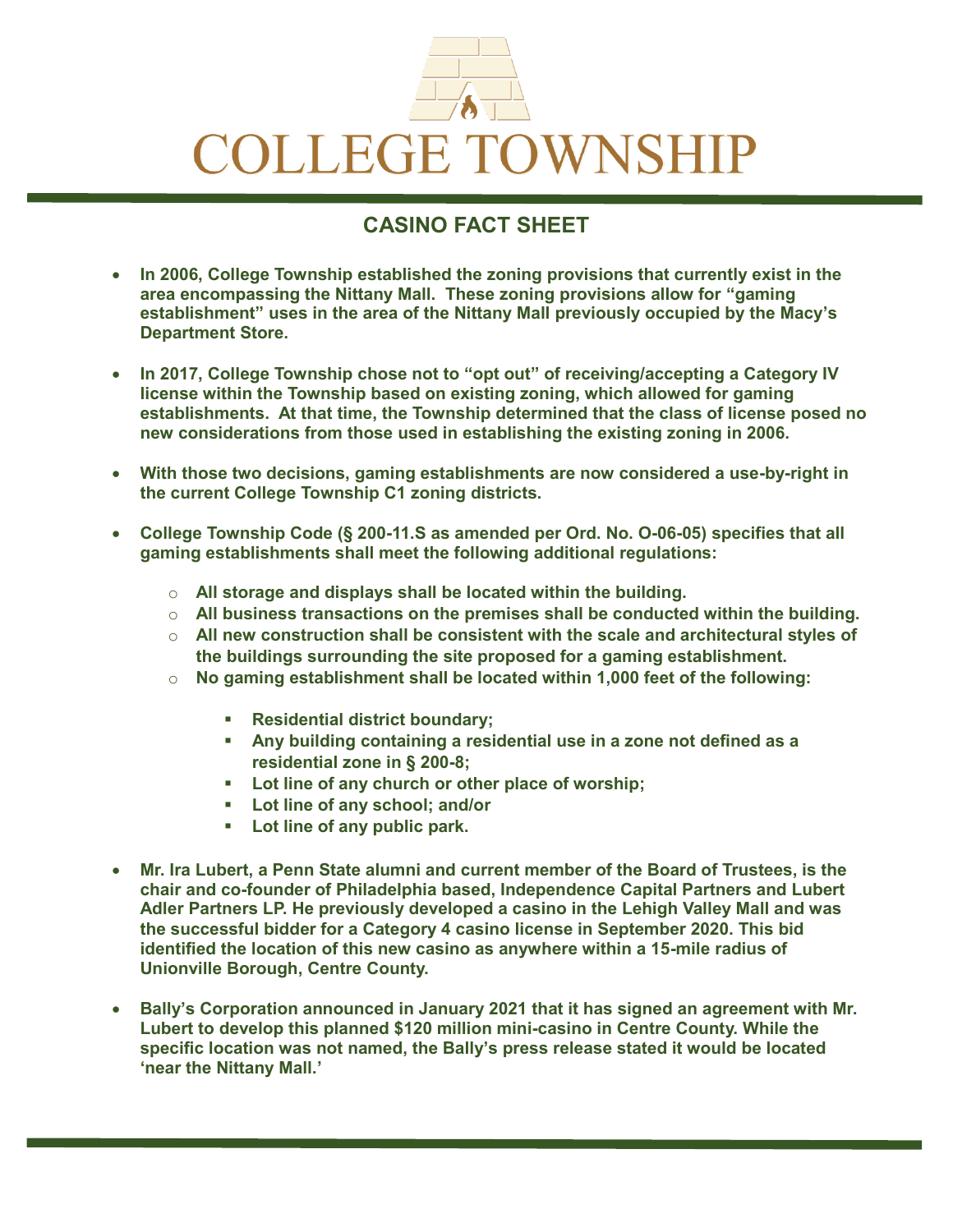# COLLEGE TOWNSHIP

## CASINO FACT SHEET

- **In 2006, College Township established the zoning provisions that currently exist in the area encompassing the Nittany Mall. These zoning provisions allow for "gaming establishment" uses in the area of the Nittany Mall previously occupied by the Macy's Department Store.**

- **In 2017, College Township chose not to "opt out" of receiving/accepting a Category IV license within the Township based on existing zoning, which allowed for gaming establishments. At that time, the Township determined that the class of license posed no new considerations from those used in establishing the existing zoning in 2006.**

- **With those two decisions, gaming establishments are now considered a use-by-right in the current College Township C1 zoning districts.**

- **College Township Code (§ 200-11.S as amended per Ord. No. O-06-05) specifies that all gaming establishments shall meet the following additional regulations:**
  - **All storage and displays shall be located within the building.**
  - **All business transactions on the premises shall be conducted within the building.**
  - **All new construction shall be consistent with the scale and architectural styles of the buildings surrounding the site proposed for a gaming establishment.**
  - **No gaming establishment shall be located within 1,000 feet of the following:**
    - **Residential district boundary;**
    - **Any building containing a residential use in a zone not defined as a residential zone in § 200-8;**
    - **Lot line of any church or other place of worship;**
    - **Lot line of any school; and/or**
    - **Lot line of any public park.**

- **Mr. Ira Lubert, a Penn State alumni and current member of the Board of Trustees, is the chair and co-founder of Philadelphia based, Independence Capital Partners and Lubert Adler Partners LP. He previously developed a casino in the Lehigh Valley Mall and was the successful bidder for a Category 4 casino license in September 2020. This bid identified the location of this new casino as anywhere within a 15-mile radius of Unionville Borough, Centre County.**

- **Bally's Corporation announced in January 2021 that it has signed an agreement with Mr. Lubert to develop this planned $120 million mini-casino in Centre County. While the specific location was not named, the Bally's press release stated it would be located 'near the Nittany Mall.'**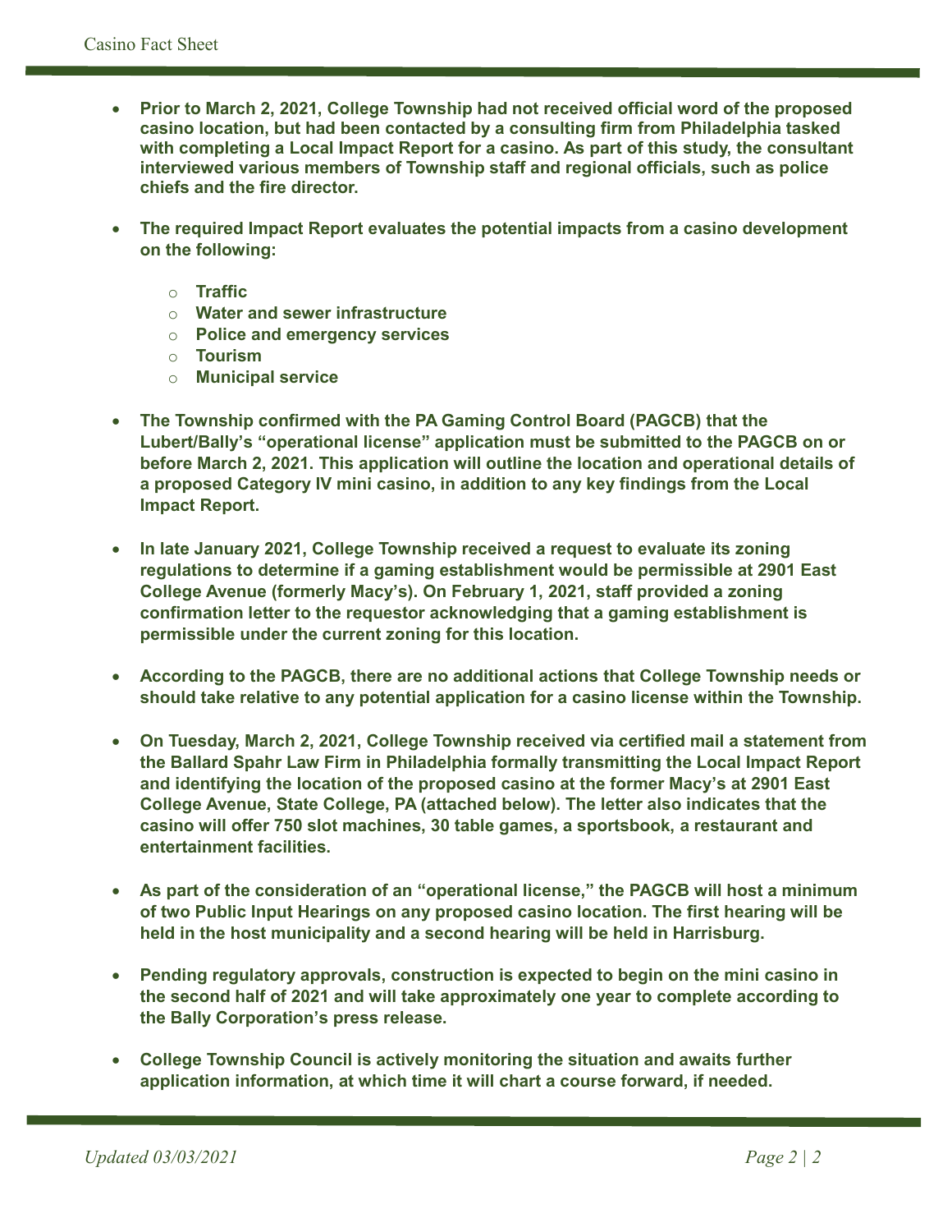- **Prior to March 2, 2021, College Township had not received official word of the proposed casino location, but had been contacted by a consulting firm from Philadelphia tasked with completing a Local Impact Report for a casino. As part of this study, the consultant interviewed various members of Township staff and regional officials, such as police chiefs and the fire director.**

- **The required Impact Report evaluates the potential impacts from a casino development on the following:**
  - **Traffic**
  - **Water and sewer infrastructure**
  - **Police and emergency services**
  - **Tourism**
  - **Municipal service**

- **The Township confirmed with the PA Gaming Control Board (PAGCB) that the Lubert/Bally's "operational license" application must be submitted to the PAGCB on or before March 2, 2021. This application will outline the location and operational details of a proposed Category IV mini casino, in addition to any key findings from the Local Impact Report.**

- **In late January 2021, College Township received a request to evaluate its zoning regulations to determine if a gaming establishment would be permissible at 2901 East College Avenue (formerly Macy's). On February 1, 2021, staff provided a zoning confirmation letter to the requestor acknowledging that a gaming establishment is permissible under the current zoning for this location.**

- **According to the PAGCB, there are no additional actions that College Township needs or should take relative to any potential application for a casino license within the Township.**

- **On Tuesday, March 2, 2021, College Township received via certified mail a statement from the Ballard Spahr Law Firm in Philadelphia formally transmitting the Local Impact Report and identifying the location of the proposed casino at the former Macy's at 2901 East College Avenue, State College, PA (attached below). The letter also indicates that the casino will offer 750 slot machines, 30 table games, a sportsbook, a restaurant and entertainment facilities.**

- **As part of the consideration of an "operational license," the PAGCB will host a minimum of two Public Input Hearings on any proposed casino location. The first hearing will be held in the host municipality and a second hearing will be held in Harrisburg.**

- **Pending regulatory approvals, construction is expected to begin on the mini casino in the second half of 2021 and will take approximately one year to complete according to the Bally Corporation's press release.**

- **College Township Council is actively monitoring the situation and awaits further application information, at which time it will chart a course forward, if needed.**

*Updated 03/03/2021*